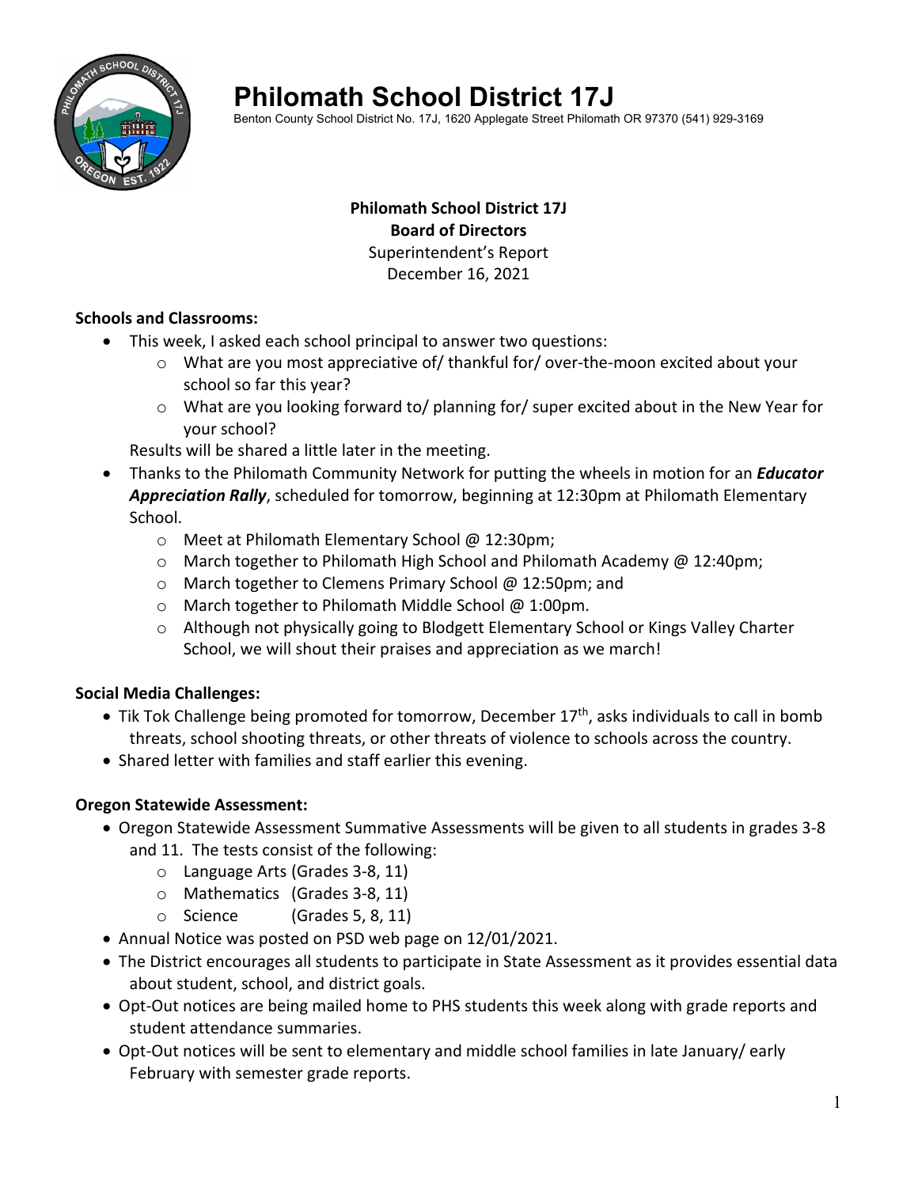# Philomath School District 17J

Benton County School District No. 17J, 1620 Applegate Street Philomath OR 97370 (541) 929-3169

**Philomath School District 17J**
**Board of Directors**
Superintendent's Report
December 16, 2021

**Schools and Classrooms:**

- This week, I asked each school principal to answer two questions:
  - What are you most appreciative of/ thankful for/ over-the-moon excited about your school so far this year?
  - What are you looking forward to/ planning for/ super excited about in the New Year for your school?

  Results will be shared a little later in the meeting.
- Thanks to the Philomath Community Network for putting the wheels in motion for an ***Educator Appreciation Rally***, scheduled for tomorrow, beginning at 12:30pm at Philomath Elementary School.
  - Meet at Philomath Elementary School @ 12:30pm;
  - March together to Philomath High School and Philomath Academy @ 12:40pm;
  - March together to Clemens Primary School @ 12:50pm; and
  - March together to Philomath Middle School @ 1:00pm.
  - Although not physically going to Blodgett Elementary School or Kings Valley Charter School, we will shout their praises and appreciation as we march!

**Social Media Challenges:**

- Tik Tok Challenge being promoted for tomorrow, December 17th, asks individuals to call in bomb threats, school shooting threats, or other threats of violence to schools across the country.
- Shared letter with families and staff earlier this evening.

**Oregon Statewide Assessment:**

- Oregon Statewide Assessment Summative Assessments will be given to all students in grades 3-8 and 11. The tests consist of the following:
  - Language Arts (Grades 3-8, 11)
  - Mathematics (Grades 3-8, 11)
  - Science (Grades 5, 8, 11)
- Annual Notice was posted on PSD web page on 12/01/2021.
- The District encourages all students to participate in State Assessment as it provides essential data about student, school, and district goals.
- Opt-Out notices are being mailed home to PHS students this week along with grade reports and student attendance summaries.
- Opt-Out notices will be sent to elementary and middle school families in late January/ early February with semester grade reports.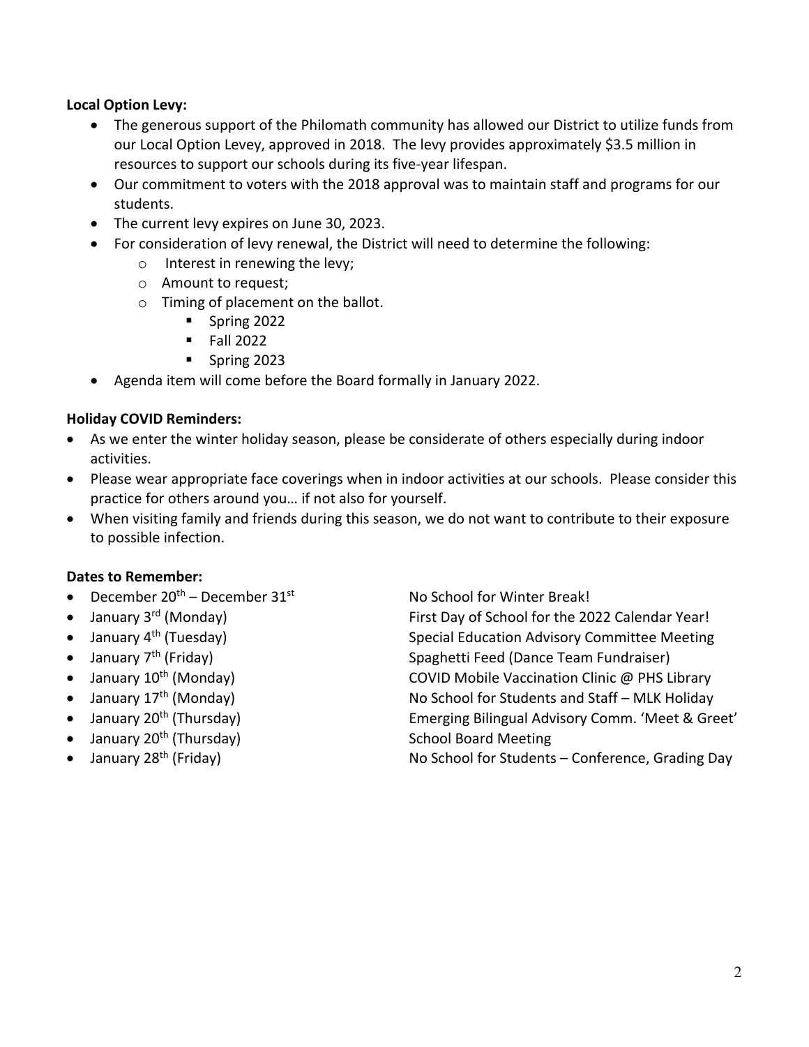**Local Option Levy:**

- The generous support of the Philomath community has allowed our District to utilize funds from our Local Option Levey, approved in 2018. The levy provides approximately $3.5 million in resources to support our schools during its five-year lifespan.
- Our commitment to voters with the 2018 approval was to maintain staff and programs for our students.
- The current levy expires on June 30, 2023.
- For consideration of levy renewal, the District will need to determine the following:
  - Interest in renewing the levy;
  - Amount to request;
  - Timing of placement on the ballot.
    - Spring 2022
    - Fall 2022
    - Spring 2023
- Agenda item will come before the Board formally in January 2022.

**Holiday COVID Reminders:**

- As we enter the winter holiday season, please be considerate of others especially during indoor activities.
- Please wear appropriate face coverings when in indoor activities at our schools. Please consider this practice for others around you… if not also for yourself.
- When visiting family and friends during this season, we do not want to contribute to their exposure to possible infection.

**Dates to Remember:**

- December 20th – December 31st — No School for Winter Break!
- January 3rd (Monday) — First Day of School for the 2022 Calendar Year!
- January 4th (Tuesday) — Special Education Advisory Committee Meeting
- January 7th (Friday) — Spaghetti Feed (Dance Team Fundraiser)
- January 10th (Monday) — COVID Mobile Vaccination Clinic @ PHS Library
- January 17th (Monday) — No School for Students and Staff – MLK Holiday
- January 20th (Thursday) — Emerging Bilingual Advisory Comm. 'Meet & Greet'
- January 20th (Thursday) — School Board Meeting
- January 28th (Friday) — No School for Students – Conference, Grading Day